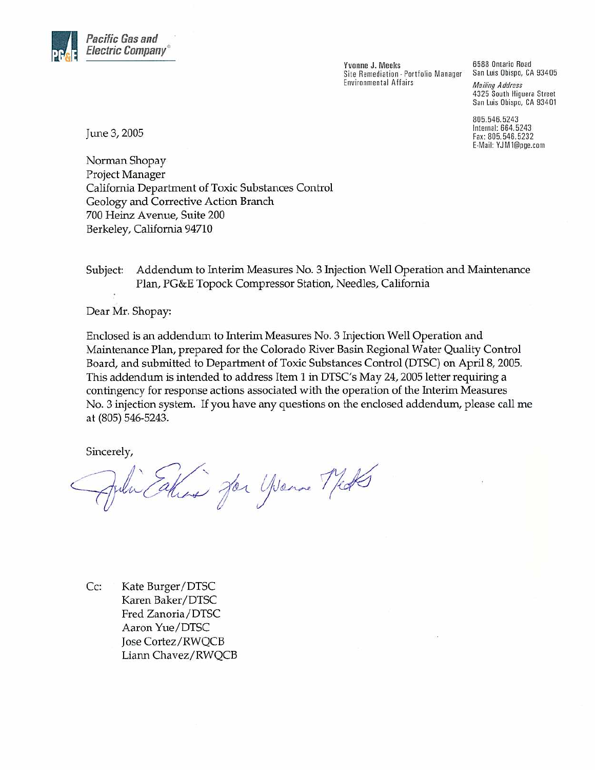**Pacific Gas and Electric Company**®

Yvonne J. Meeks
Site Remediation - Portfolio Manager
Environmental Affairs

6588 Ontario Road
San Luis Obispo, CA 93405

*Mailing Address*
4325 South Higuera Street
San Luis Obispo, CA 93401

805.546.5243
Internal: 664.5243
Fax: 805.546.5232
E-Mail: YJM1@pge.com

June 3, 2005

Norman Shopay
Project Manager
California Department of Toxic Substances Control
Geology and Corrective Action Branch
700 Heinz Avenue, Suite 200
Berkeley, California 94710

Subject: Addendum to Interim Measures No. 3 Injection Well Operation and Maintenance Plan, PG&E Topock Compressor Station, Needles, California

Dear Mr. Shopay:

Enclosed is an addendum to Interim Measures No. 3 Injection Well Operation and Maintenance Plan, prepared for the Colorado River Basin Regional Water Quality Control Board, and submitted to Department of Toxic Substances Control (DTSC) on April 8, 2005. This addendum is intended to address Item 1 in DTSC's May 24, 2005 letter requiring a contingency for response actions associated with the operation of the Interim Measures No. 3 injection system. If you have any questions on the enclosed addendum, please call me at (805) 546-5243.

Sincerely,

Julie Eakins for Yvonne Meeks

Cc: Kate Burger/DTSC
Karen Baker/DTSC
Fred Zanoria/DTSC
Aaron Yue/DTSC
Jose Cortez/RWQCB
Liann Chavez/RWQCB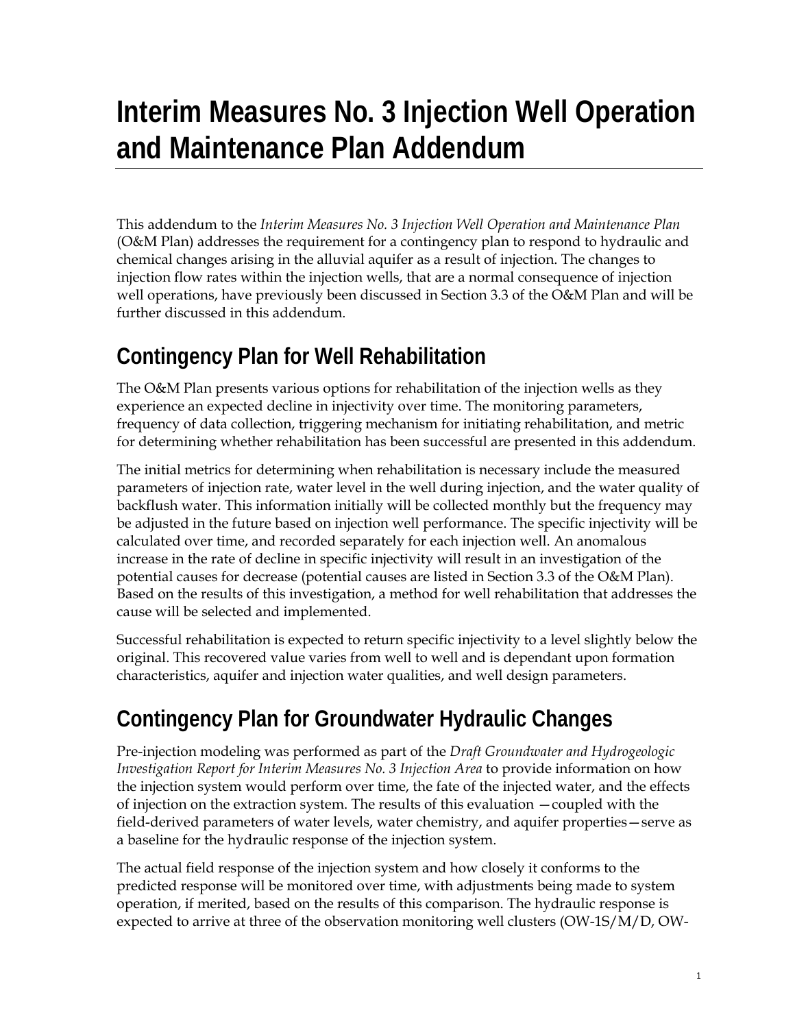# Interim Measures No. 3 Injection Well Operation and Maintenance Plan Addendum

This addendum to the *Interim Measures No. 3 Injection Well Operation and Maintenance Plan* (O&M Plan) addresses the requirement for a contingency plan to respond to hydraulic and chemical changes arising in the alluvial aquifer as a result of injection. The changes to injection flow rates within the injection wells, that are a normal consequence of injection well operations, have previously been discussed in Section 3.3 of the O&M Plan and will be further discussed in this addendum.

## Contingency Plan for Well Rehabilitation

The O&M Plan presents various options for rehabilitation of the injection wells as they experience an expected decline in injectivity over time. The monitoring parameters, frequency of data collection, triggering mechanism for initiating rehabilitation, and metric for determining whether rehabilitation has been successful are presented in this addendum.

The initial metrics for determining when rehabilitation is necessary include the measured parameters of injection rate, water level in the well during injection, and the water quality of backflush water. This information initially will be collected monthly but the frequency may be adjusted in the future based on injection well performance. The specific injectivity will be calculated over time, and recorded separately for each injection well. An anomalous increase in the rate of decline in specific injectivity will result in an investigation of the potential causes for decrease (potential causes are listed in Section 3.3 of the O&M Plan). Based on the results of this investigation, a method for well rehabilitation that addresses the cause will be selected and implemented.

Successful rehabilitation is expected to return specific injectivity to a level slightly below the original. This recovered value varies from well to well and is dependant upon formation characteristics, aquifer and injection water qualities, and well design parameters.

## Contingency Plan for Groundwater Hydraulic Changes

Pre-injection modeling was performed as part of the *Draft Groundwater and Hydrogeologic Investigation Report for Interim Measures No. 3 Injection Area* to provide information on how the injection system would perform over time, the fate of the injected water, and the effects of injection on the extraction system. The results of this evaluation —coupled with the field-derived parameters of water levels, water chemistry, and aquifer properties—serve as a baseline for the hydraulic response of the injection system.

The actual field response of the injection system and how closely it conforms to the predicted response will be monitored over time, with adjustments being made to system operation, if merited, based on the results of this comparison. The hydraulic response is expected to arrive at three of the observation monitoring well clusters (OW-1S/M/D, OW-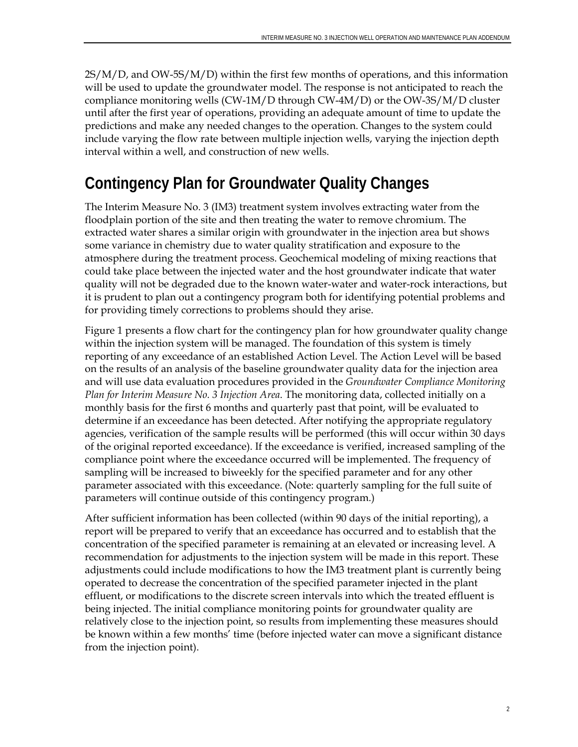2S/M/D, and OW-5S/M/D) within the first few months of operations, and this information will be used to update the groundwater model. The response is not anticipated to reach the compliance monitoring wells (CW-1M/D through CW-4M/D) or the OW-3S/M/D cluster until after the first year of operations, providing an adequate amount of time to update the predictions and make any needed changes to the operation. Changes to the system could include varying the flow rate between multiple injection wells, varying the injection depth interval within a well, and construction of new wells.

## Contingency Plan for Groundwater Quality Changes

The Interim Measure No. 3 (IM3) treatment system involves extracting water from the floodplain portion of the site and then treating the water to remove chromium. The extracted water shares a similar origin with groundwater in the injection area but shows some variance in chemistry due to water quality stratification and exposure to the atmosphere during the treatment process. Geochemical modeling of mixing reactions that could take place between the injected water and the host groundwater indicate that water quality will not be degraded due to the known water-water and water-rock interactions, but it is prudent to plan out a contingency program both for identifying potential problems and for providing timely corrections to problems should they arise.

Figure 1 presents a flow chart for the contingency plan for how groundwater quality change within the injection system will be managed. The foundation of this system is timely reporting of any exceedance of an established Action Level. The Action Level will be based on the results of an analysis of the baseline groundwater quality data for the injection area and will use data evaluation procedures provided in the *Groundwater Compliance Monitoring Plan for Interim Measure No. 3 Injection Area*. The monitoring data, collected initially on a monthly basis for the first 6 months and quarterly past that point, will be evaluated to determine if an exceedance has been detected. After notifying the appropriate regulatory agencies, verification of the sample results will be performed (this will occur within 30 days of the original reported exceedance). If the exceedance is verified, increased sampling of the compliance point where the exceedance occurred will be implemented. The frequency of sampling will be increased to biweekly for the specified parameter and for any other parameter associated with this exceedance. (Note: quarterly sampling for the full suite of parameters will continue outside of this contingency program.)

After sufficient information has been collected (within 90 days of the initial reporting), a report will be prepared to verify that an exceedance has occurred and to establish that the concentration of the specified parameter is remaining at an elevated or increasing level. A recommendation for adjustments to the injection system will be made in this report. These adjustments could include modifications to how the IM3 treatment plant is currently being operated to decrease the concentration of the specified parameter injected in the plant effluent, or modifications to the discrete screen intervals into which the treated effluent is being injected. The initial compliance monitoring points for groundwater quality are relatively close to the injection point, so results from implementing these measures should be known within a few months' time (before injected water can move a significant distance from the injection point).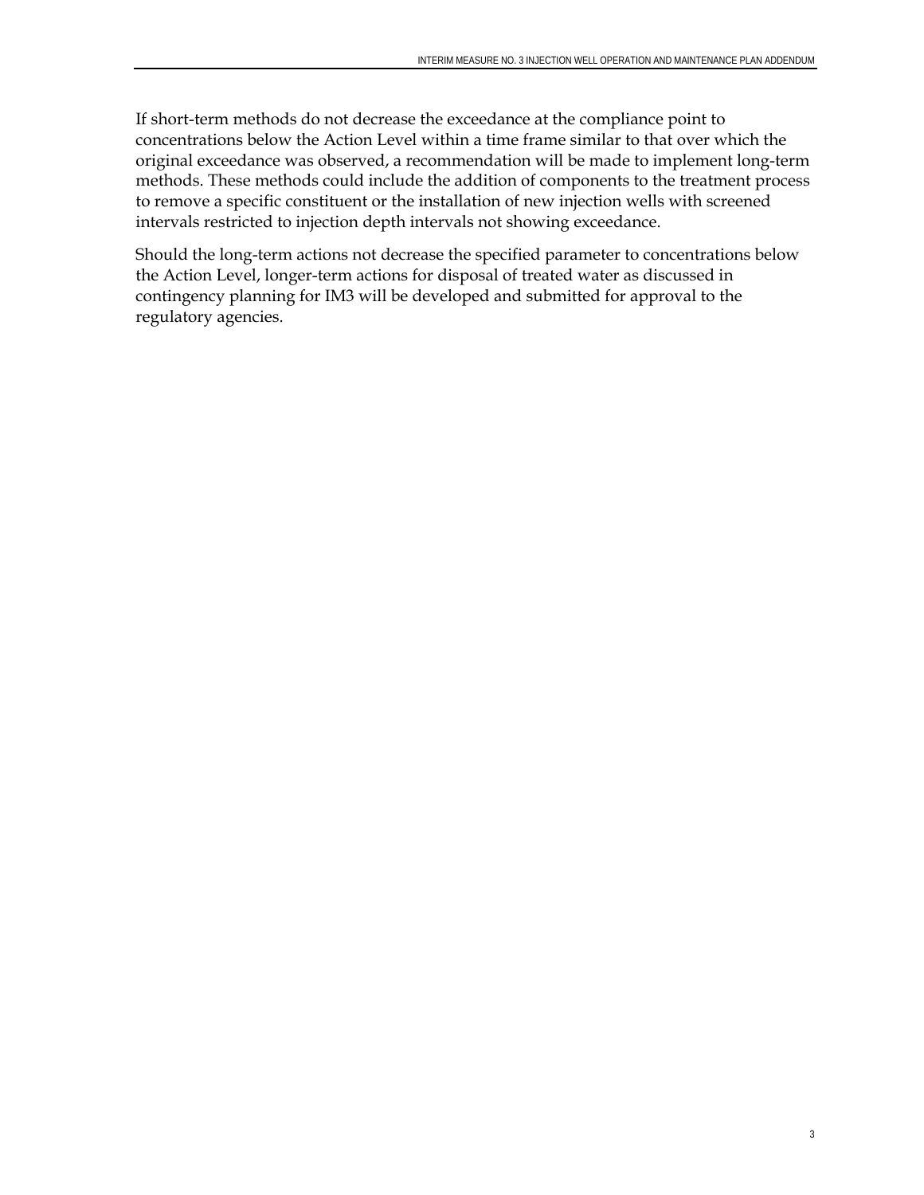If short-term methods do not decrease the exceedance at the compliance point to concentrations below the Action Level within a time frame similar to that over which the original exceedance was observed, a recommendation will be made to implement long-term methods. These methods could include the addition of components to the treatment process to remove a specific constituent or the installation of new injection wells with screened intervals restricted to injection depth intervals not showing exceedance.

Should the long-term actions not decrease the specified parameter to concentrations below the Action Level, longer-term actions for disposal of treated water as discussed in contingency planning for IM3 will be developed and submitted for approval to the regulatory agencies.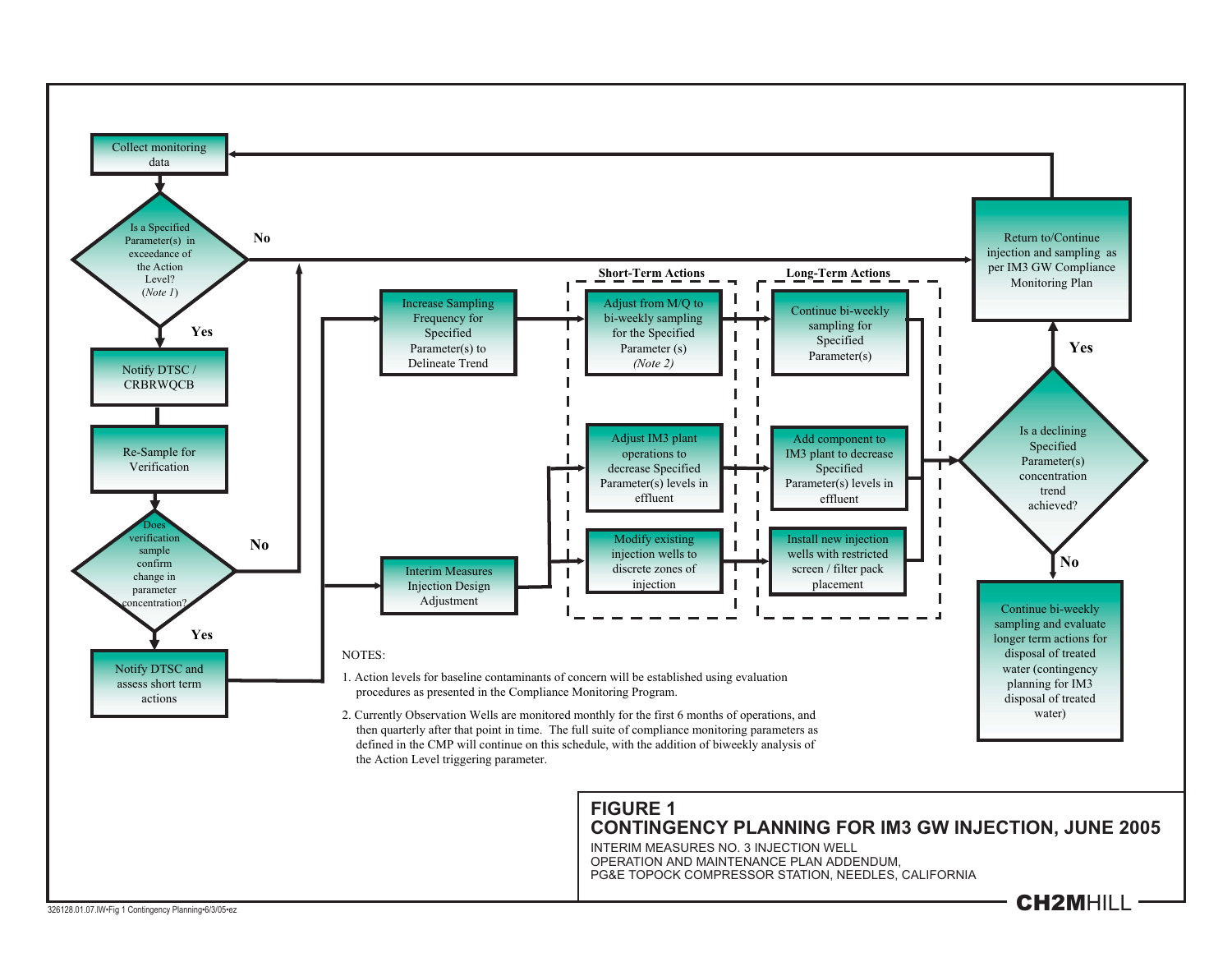Collect monitoring data

Is a Specified Parameter(s) in exceedance of the Action Level? (*Note 1*)

No

Yes

Notify DTSC / CRBRWQCB

Re-Sample for Verification

Does verification sample confirm change in parameter concentration?

No

Yes

Notify DTSC and assess short term actions

Increase Sampling Frequency for Specified Parameter(s) to Delineate Trend

Interim Measures Injection Design Adjustment

**Short-Term Actions**

Adjust from M/Q to bi-weekly sampling for the Specified Parameter (s) *(Note 2)*

Adjust IM3 plant operations to decrease Specified Parameter(s) levels in effluent

Modify existing injection wells to discrete zones of injection

**Long-Term Actions**

Continue bi-weekly sampling for Specified Parameter(s)

Add component to IM3 plant to decrease Specified Parameter(s) levels in effluent

Install new injection wells with restricted screen / filter pack placement

Is a declining Specified Parameter(s) concentration trend achieved?

Yes

Return to/Continue injection and sampling as per IM3 GW Compliance Monitoring Plan

No

Continue bi-weekly sampling and evaluate longer term actions for disposal of treated water (contingency planning for IM3 disposal of treated water)

NOTES:

1. Action levels for baseline contaminants of concern will be established using evaluation procedures as presented in the Compliance Monitoring Program.
2. Currently Observation Wells are monitored monthly for the first 6 months of operations, and then quarterly after that point in time. The full suite of compliance monitoring parameters as defined in the CMP will continue on this schedule, with the addition of biweekly analysis of the Action Level triggering parameter.

**FIGURE 1**
**CONTINGENCY PLANNING FOR IM3 GW INJECTION, JUNE 2005**

INTERIM MEASURES NO. 3 INJECTION WELL
OPERATION AND MAINTENANCE PLAN ADDENDUM,
PG&E TOPOCK COMPRESSOR STATION, NEEDLES, CALIFORNIA

**CH2M**HILL

326128.01.07.IW•Fig 1 Contingency Planning•6/3/05•ez